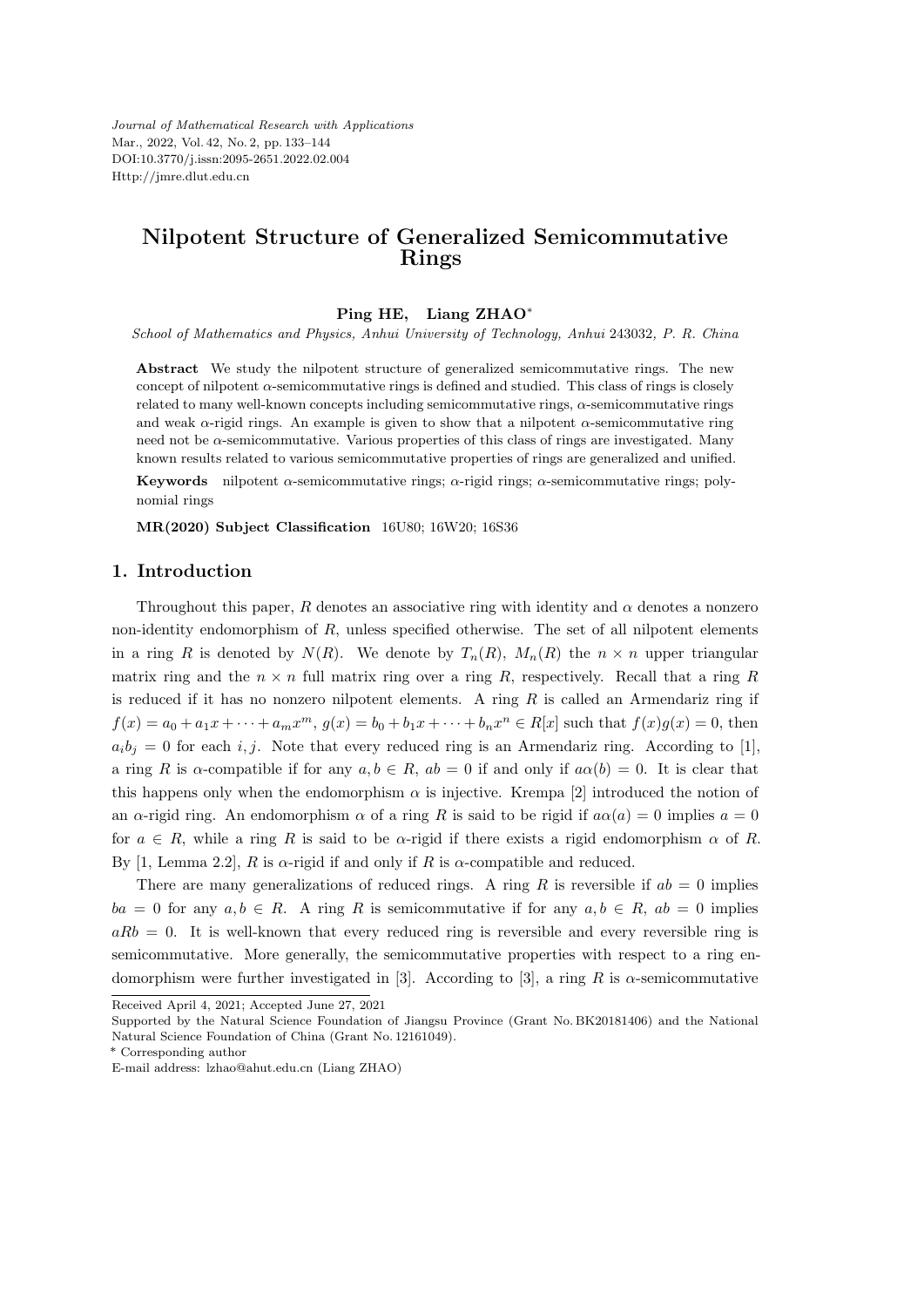# Nilpotent Structure of Generalized Semicommutative Rings

**Ping HE, Liang ZHAO***

*School of Mathematics and Physics, Anhui University of Technology, Anhui 243032, P. R. China*

**Abstract** We study the nilpotent structure of generalized semicommutative rings. The new concept of nilpotent $\alpha$-semicommutative rings is defined and studied. This class of rings is closely related to many well-known concepts including semicommutative rings, $\alpha$-semicommutative rings and weak $\alpha$-rigid rings. An example is given to show that a nilpotent $\alpha$-semicommutative ring need not be $\alpha$-semicommutative. Various properties of this class of rings are investigated. Many known results related to various semicommutative properties of rings are generalized and unified.

**Keywords** nilpotent $\alpha$-semicommutative rings; $\alpha$-rigid rings; $\alpha$-semicommutative rings; polynomial rings

**MR(2020) Subject Classification** 16U80; 16W20; 16S36

## 1. Introduction

Throughout this paper, $R$ denotes an associative ring with identity and $\alpha$ denotes a nonzero non-identity endomorphism of $R$, unless specified otherwise. The set of all nilpotent elements in a ring $R$ is denoted by $N(R)$. We denote by $T_n(R)$, $M_n(R)$ the $n \times n$ upper triangular matrix ring and the $n \times n$ full matrix ring over a ring $R$, respectively. Recall that a ring $R$ is reduced if it has no nonzero nilpotent elements. A ring $R$ is called an Armendariz ring if $f(x) = a_0 + a_1x + \cdots + a_mx^m$, $g(x) = b_0 + b_1x + \cdots + b_nx^n \in R[x]$ such that $f(x)g(x) = 0$, then $a_ib_j = 0$ for each $i, j$. Note that every reduced ring is an Armendariz ring. According to [1], a ring $R$ is $\alpha$-compatible if for any $a, b \in R$, $ab = 0$ if and only if $a\alpha(b) = 0$. It is clear that this happens only when the endomorphism $\alpha$ is injective. Krempa [2] introduced the notion of an $\alpha$-rigid ring. An endomorphism $\alpha$ of a ring $R$ is said to be rigid if $a\alpha(a) = 0$ implies $a = 0$ for $a \in R$, while a ring $R$ is said to be $\alpha$-rigid if there exists a rigid endomorphism $\alpha$ of $R$. By [1, Lemma 2.2], $R$ is $\alpha$-rigid if and only if $R$ is $\alpha$-compatible and reduced.

There are many generalizations of reduced rings. A ring $R$ is reversible if $ab = 0$ implies $ba = 0$ for any $a, b \in R$. A ring $R$ is semicommutative if for any $a, b \in R$, $ab = 0$ implies $aRb = 0$. It is well-known that every reduced ring is reversible and every reversible ring is semicommutative. More generally, the semicommutative properties with respect to a ring endomorphism were further investigated in [3]. According to [3], a ring $R$ is $\alpha$-semicommutative

---

Received April 4, 2021; Accepted June 27, 2021

Supported by the Natural Science Foundation of Jiangsu Province (Grant No. BK20181406) and the National Natural Science Foundation of China (Grant No. 12161049).

\* Corresponding author

E-mail address: lzhao@ahut.edu.cn (Liang ZHAO)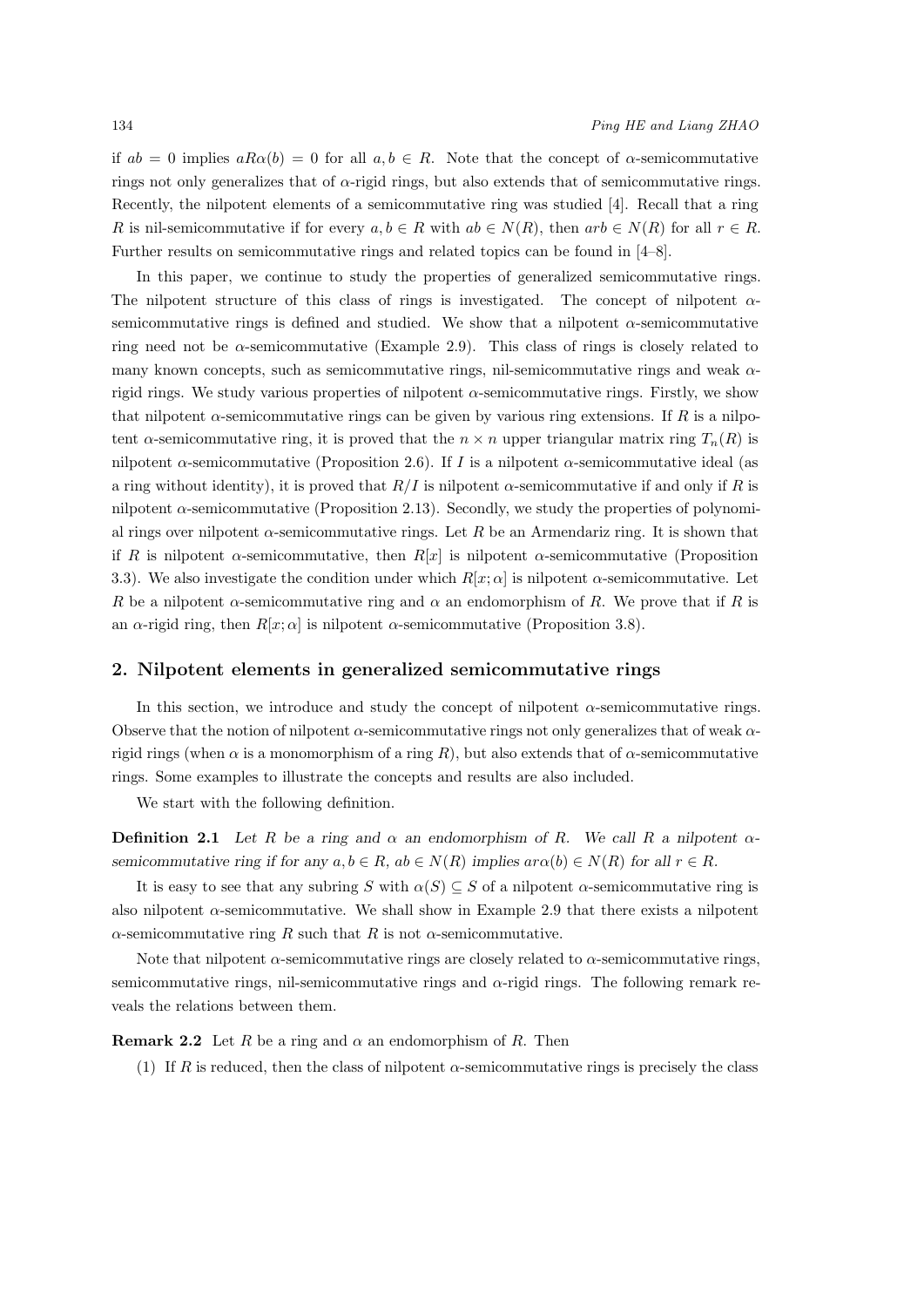if $ab = 0$ implies $aR\alpha(b) = 0$ for all $a, b \in R$. Note that the concept of $\alpha$-semicommutative rings not only generalizes that of $\alpha$-rigid rings, but also extends that of semicommutative rings. Recently, the nilpotent elements of a semicommutative ring was studied [4]. Recall that a ring $R$ is nil-semicommutative if for every $a, b \in R$ with $ab \in N(R)$, then $arb \in N(R)$ for all $r \in R$. Further results on semicommutative rings and related topics can be found in [4–8].

In this paper, we continue to study the properties of generalized semicommutative rings. The nilpotent structure of this class of rings is investigated. The concept of nilpotent $\alpha$-semicommutative rings is defined and studied. We show that a nilpotent $\alpha$-semicommutative ring need not be $\alpha$-semicommutative (Example 2.9). This class of rings is closely related to many known concepts, such as semicommutative rings, nil-semicommutative rings and weak $\alpha$-rigid rings. We study various properties of nilpotent $\alpha$-semicommutative rings. Firstly, we show that nilpotent $\alpha$-semicommutative rings can be given by various ring extensions. If $R$ is a nilpotent $\alpha$-semicommutative ring, it is proved that the $n \times n$ upper triangular matrix ring $T_n(R)$ is nilpotent $\alpha$-semicommutative (Proposition 2.6). If $I$ is a nilpotent $\alpha$-semicommutative ideal (as a ring without identity), it is proved that $R/I$ is nilpotent $\alpha$-semicommutative if and only if $R$ is nilpotent $\alpha$-semicommutative (Proposition 2.13). Secondly, we study the properties of polynomial rings over nilpotent $\alpha$-semicommutative rings. Let $R$ be an Armendariz ring. It is shown that if $R$ is nilpotent $\alpha$-semicommutative, then $R[x]$ is nilpotent $\alpha$-semicommutative (Proposition 3.3). We also investigate the condition under which $R[x;\alpha]$ is nilpotent $\alpha$-semicommutative. Let $R$ be a nilpotent $\alpha$-semicommutative ring and $\alpha$ an endomorphism of $R$. We prove that if $R$ is an $\alpha$-rigid ring, then $R[x;\alpha]$ is nilpotent $\alpha$-semicommutative (Proposition 3.8).

## 2. Nilpotent elements in generalized semicommutative rings

In this section, we introduce and study the concept of nilpotent $\alpha$-semicommutative rings. Observe that the notion of nilpotent $\alpha$-semicommutative rings not only generalizes that of weak $\alpha$-rigid rings (when $\alpha$ is a monomorphism of a ring $R$), but also extends that of $\alpha$-semicommutative rings. Some examples to illustrate the concepts and results are also included.

We start with the following definition.

**Definition 2.1** *Let $R$ be a ring and $\alpha$ an endomorphism of $R$. We call $R$ a nilpotent $\alpha$-semicommutative ring if for any $a, b \in R$, $ab \in N(R)$ implies $ar\alpha(b) \in N(R)$ for all $r \in R$.*

It is easy to see that any subring $S$ with $\alpha(S) \subseteq S$ of a nilpotent $\alpha$-semicommutative ring is also nilpotent $\alpha$-semicommutative. We shall show in Example 2.9 that there exists a nilpotent $\alpha$-semicommutative ring $R$ such that $R$ is not $\alpha$-semicommutative.

Note that nilpotent $\alpha$-semicommutative rings are closely related to $\alpha$-semicommutative rings, semicommutative rings, nil-semicommutative rings and $\alpha$-rigid rings. The following remark reveals the relations between them.

**Remark 2.2** Let $R$ be a ring and $\alpha$ an endomorphism of $R$. Then

(1) If $R$ is reduced, then the class of nilpotent $\alpha$-semicommutative rings is precisely the class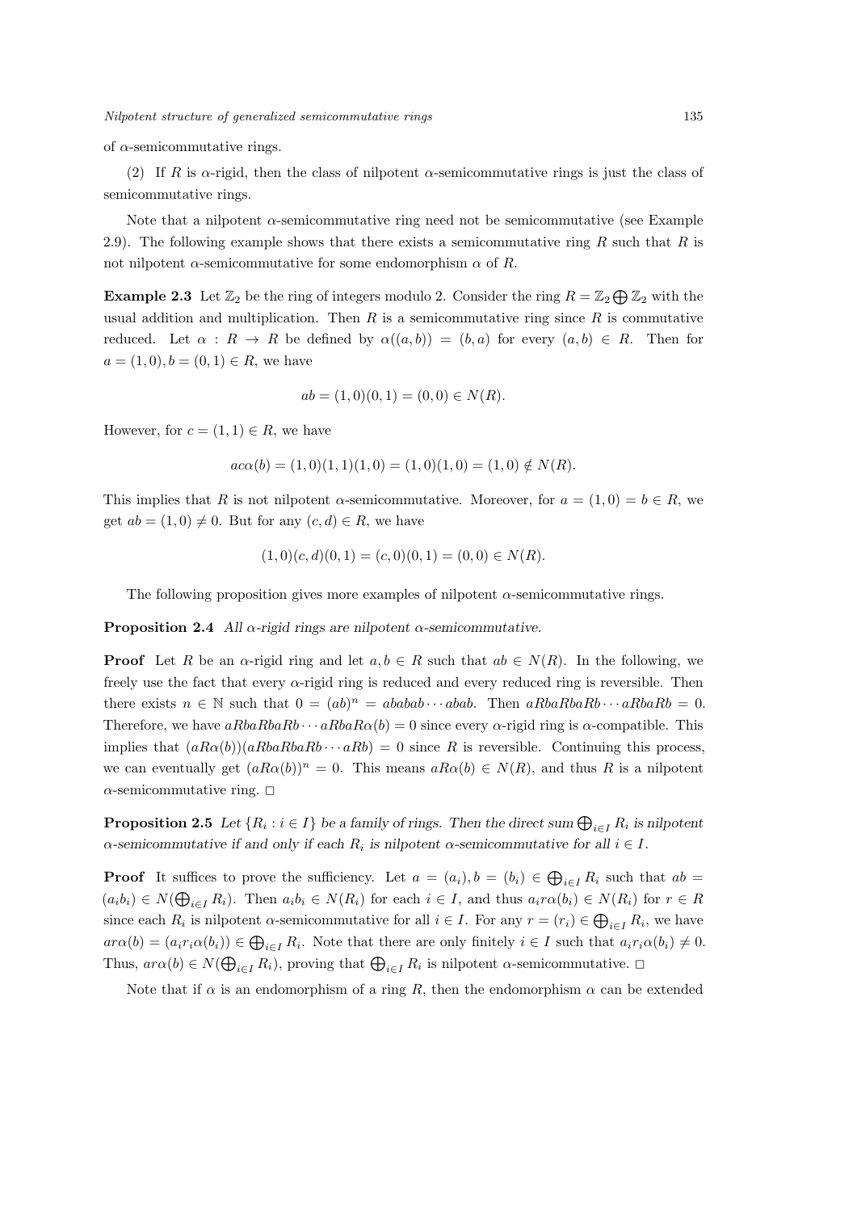of $\alpha$-semicommutative rings.

(2) If $R$ is $\alpha$-rigid, then the class of nilpotent $\alpha$-semicommutative rings is just the class of semicommutative rings.

Note that a nilpotent $\alpha$-semicommutative ring need not be semicommutative (see Example 2.9). The following example shows that there exists a semicommutative ring $R$ such that $R$ is not nilpotent $\alpha$-semicommutative for some endomorphism $\alpha$ of $R$.

**Example 2.3** Let $\mathbb{Z}_2$ be the ring of integers modulo 2. Consider the ring $R = \mathbb{Z}_2 \bigoplus \mathbb{Z}_2$ with the usual addition and multiplication. Then $R$ is a semicommutative ring since $R$ is commutative reduced. Let $\alpha : R \to R$ be defined by $\alpha((a, b)) = (b, a)$ for every $(a, b) \in R$. Then for $a = (1, 0), b = (0, 1) \in R$, we have

$$ab = (1, 0)(0, 1) = (0, 0) \in N(R).$$

However, for $c = (1, 1) \in R$, we have

$$ac\alpha(b) = (1, 0)(1, 1)(1, 0) = (1, 0)(1, 0) = (1, 0) \notin N(R).$$

This implies that $R$ is not nilpotent $\alpha$-semicommutative. Moreover, for $a = (1, 0) = b \in R$, we get $ab = (1, 0) \neq 0$. But for any $(c, d) \in R$, we have

$$(1, 0)(c, d)(0, 1) = (c, 0)(0, 1) = (0, 0) \in N(R).$$

The following proposition gives more examples of nilpotent $\alpha$-semicommutative rings.

**Proposition 2.4** *All $\alpha$-rigid rings are nilpotent $\alpha$-semicommutative.*

**Proof** Let $R$ be an $\alpha$-rigid ring and let $a, b \in R$ such that $ab \in N(R)$. In the following, we freely use the fact that every $\alpha$-rigid ring is reduced and every reduced ring is reversible. Then there exists $n \in \mathbb{N}$ such that $0 = (ab)^n = ababab \cdots abab$. Then $aRbaRbaRb \cdots aRbaRb = 0$. Therefore, we have $aRbaRbaRb \cdots aRbaR\alpha(b) = 0$ since every $\alpha$-rigid ring is $\alpha$-compatible. This implies that $(aR\alpha(b))(aRbaRbaRb \cdots aRb) = 0$ since $R$ is reversible. Continuing this process, we can eventually get $(aR\alpha(b))^n = 0$. This means $aR\alpha(b) \in N(R)$, and thus $R$ is a nilpotent $\alpha$-semicommutative ring. $\square$

**Proposition 2.5** *Let $\{R_i : i \in I\}$ be a family of rings. Then the direct sum $\bigoplus_{i \in I} R_i$ is nilpotent $\alpha$-semicommutative if and only if each $R_i$ is nilpotent $\alpha$-semicommutative for all $i \in I$.*

**Proof** It suffices to prove the sufficiency. Let $a = (a_i), b = (b_i) \in \bigoplus_{i \in I} R_i$ such that $ab = (a_i b_i) \in N(\bigoplus_{i \in I} R_i)$. Then $a_i b_i \in N(R_i)$ for each $i \in I$, and thus $a_i r \alpha(b_i) \in N(R_i)$ for $r \in R$ since each $R_i$ is nilpotent $\alpha$-semicommutative for all $i \in I$. For any $r = (r_i) \in \bigoplus_{i \in I} R_i$, we have $ar\alpha(b) = (a_i r_i \alpha(b_i)) \in \bigoplus_{i \in I} R_i$. Note that there are only finitely $i \in I$ such that $a_i r_i \alpha(b_i) \neq 0$. Thus, $ar\alpha(b) \in N(\bigoplus_{i \in I} R_i)$, proving that $\bigoplus_{i \in I} R_i$ is nilpotent $\alpha$-semicommutative. $\square$

Note that if $\alpha$ is an endomorphism of a ring $R$, then the endomorphism $\alpha$ can be extended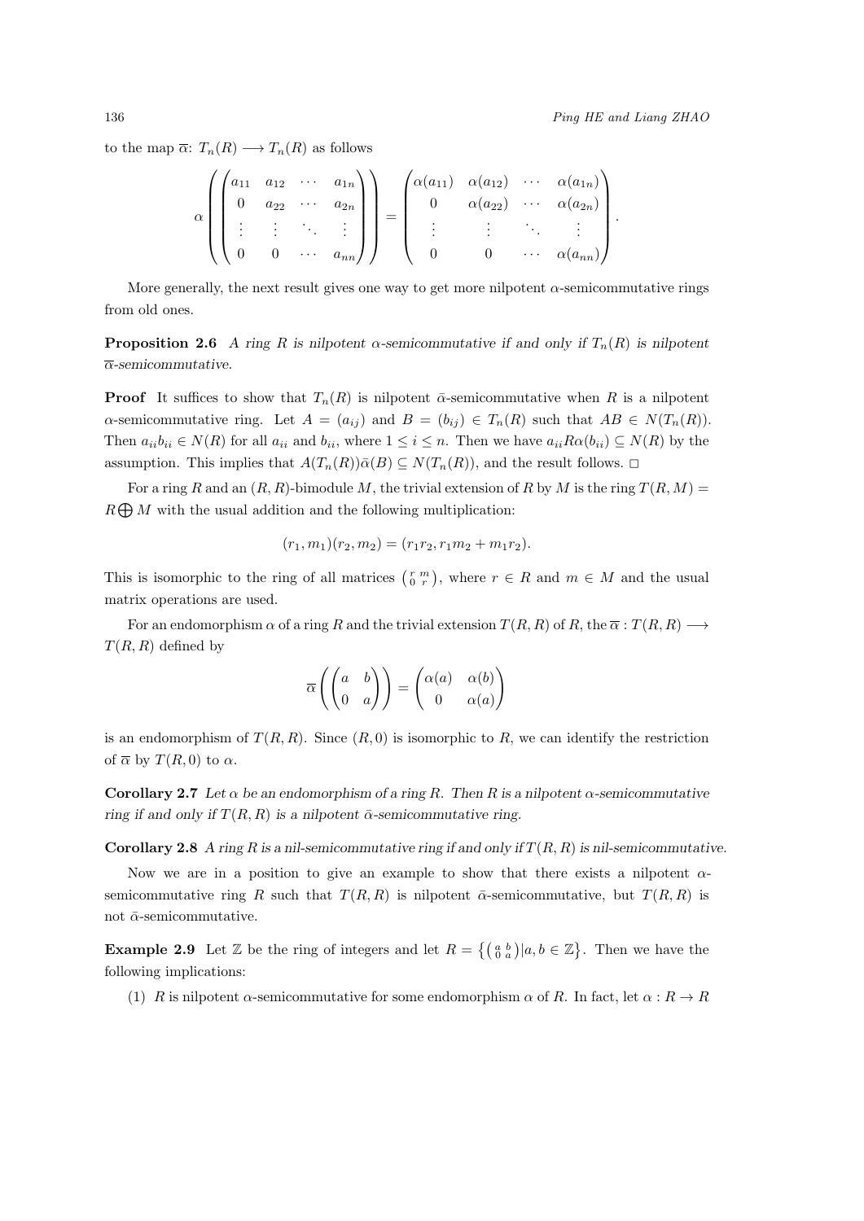to the map $\overline{\alpha}$: $T_n(R) \longrightarrow T_n(R)$ as follows

$$\alpha\left(\begin{pmatrix} a_{11} & a_{12} & \cdots & a_{1n} \\ 0 & a_{22} & \cdots & a_{2n} \\ \vdots & \vdots & \ddots & \vdots \\ 0 & 0 & \cdots & a_{nn} \end{pmatrix}\right) = \begin{pmatrix} \alpha(a_{11}) & \alpha(a_{12}) & \cdots & \alpha(a_{1n}) \\ 0 & \alpha(a_{22}) & \cdots & \alpha(a_{2n}) \\ \vdots & \vdots & \ddots & \vdots \\ 0 & 0 & \cdots & \alpha(a_{nn}) \end{pmatrix}.$$

More generally, the next result gives one way to get more nilpotent $\alpha$-semicommutative rings from old ones.

**Proposition 2.6** *A ring $R$ is nilpotent $\alpha$-semicommutative if and only if $T_n(R)$ is nilpotent $\overline{\alpha}$-semicommutative.*

**Proof** It suffices to show that $T_n(R)$ is nilpotent $\bar{\alpha}$-semicommutative when $R$ is a nilpotent $\alpha$-semicommutative ring. Let $A = (a_{ij})$ and $B = (b_{ij}) \in T_n(R)$ such that $AB \in N(T_n(R))$. Then $a_{ii}b_{ii} \in N(R)$ for all $a_{ii}$ and $b_{ii}$, where $1 \leq i \leq n$. Then we have $a_{ii}R\alpha(b_{ii}) \subseteq N(R)$ by the assumption. This implies that $A(T_n(R))\bar{\alpha}(B) \subseteq N(T_n(R))$, and the result follows. $\square$

For a ring $R$ and an $(R, R)$-bimodule $M$, the trivial extension of $R$ by $M$ is the ring $T(R, M) = R \bigoplus M$ with the usual addition and the following multiplication:

$$(r_1, m_1)(r_2, m_2) = (r_1r_2, r_1m_2 + m_1r_2).$$

This is isomorphic to the ring of all matrices $\left(\begin{smallmatrix} r & m \\ 0 & r \end{smallmatrix}\right)$, where $r \in R$ and $m \in M$ and the usual matrix operations are used.

For an endomorphism $\alpha$ of a ring $R$ and the trivial extension $T(R, R)$ of $R$, the $\overline{\alpha} : T(R, R) \longrightarrow T(R, R)$ defined by

$$\overline{\alpha}\left(\begin{pmatrix} a & b \\ 0 & a \end{pmatrix}\right) = \begin{pmatrix} \alpha(a) & \alpha(b) \\ 0 & \alpha(a) \end{pmatrix}$$

is an endomorphism of $T(R, R)$. Since $(R, 0)$ is isomorphic to $R$, we can identify the restriction of $\overline{\alpha}$ by $T(R, 0)$ to $\alpha$.

**Corollary 2.7** *Let $\alpha$ be an endomorphism of a ring $R$. Then $R$ is a nilpotent $\alpha$-semicommutative ring if and only if $T(R, R)$ is a nilpotent $\bar{\alpha}$-semicommutative ring.*

**Corollary 2.8** *A ring $R$ is a nil-semicommutative ring if and only if $T(R, R)$ is nil-semicommutative.*

Now we are in a position to give an example to show that there exists a nilpotent $\alpha$-semicommutative ring $R$ such that $T(R, R)$ is nilpotent $\bar{\alpha}$-semicommutative, but $T(R, R)$ is not $\bar{\alpha}$-semicommutative.

**Example 2.9** Let $\mathbb{Z}$ be the ring of integers and let $R = \left\{\left(\begin{smallmatrix} a & b \\ 0 & a \end{smallmatrix}\right) | a, b \in \mathbb{Z}\right\}$. Then we have the following implications:

(1) $R$ is nilpotent $\alpha$-semicommutative for some endomorphism $\alpha$ of $R$. In fact, let $\alpha : R \to R$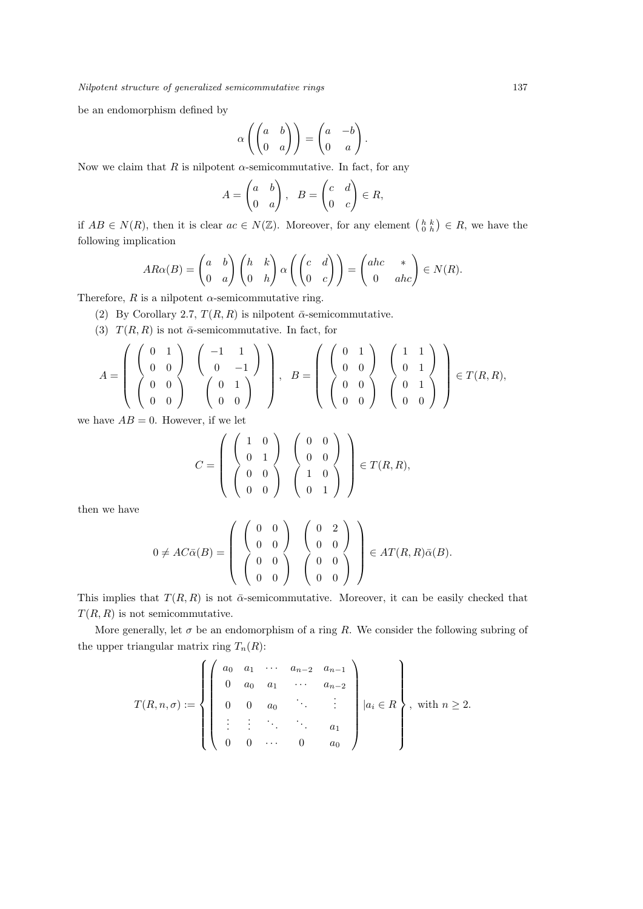be an endomorphism defined by

$$\alpha\left(\begin{pmatrix} a & b \\ 0 & a \end{pmatrix}\right) = \begin{pmatrix} a & -b \\ 0 & a \end{pmatrix}.$$

Now we claim that $R$ is nilpotent $\alpha$-semicommutative. In fact, for any

$$A = \begin{pmatrix} a & b \\ 0 & a \end{pmatrix}, \quad B = \begin{pmatrix} c & d \\ 0 & c \end{pmatrix} \in R,$$

if $AB \in N(R)$, then it is clear $ac \in N(\mathbb{Z})$. Moreover, for any element $\left(\begin{smallmatrix} h & k \\ 0 & h \end{smallmatrix}\right) \in R$, we have the following implication

$$AR\alpha(B) = \begin{pmatrix} a & b \\ 0 & a \end{pmatrix} \begin{pmatrix} h & k \\ 0 & h \end{pmatrix} \alpha\left(\begin{pmatrix} c & d \\ 0 & c \end{pmatrix}\right) = \begin{pmatrix} ahc & * \\ 0 & ahc \end{pmatrix} \in N(R).$$

Therefore, $R$ is a nilpotent $\alpha$-semicommutative ring.

(2) By Corollary 2.7, $T(R, R)$ is nilpotent $\bar{\alpha}$-semicommutative.

(3) $T(R, R)$ is not $\bar{\alpha}$-semicommutative. In fact, for

$$A = \begin{pmatrix} \begin{pmatrix} 0 & 1 \\ 0 & 0 \end{pmatrix} & \begin{pmatrix} -1 & 1 \\ 0 & -1 \end{pmatrix} \\ \begin{pmatrix} 0 & 0 \\ 0 & 0 \end{pmatrix} & \begin{pmatrix} 0 & 1 \\ 0 & 0 \end{pmatrix} \end{pmatrix}, \quad B = \begin{pmatrix} \begin{pmatrix} 0 & 1 \\ 0 & 0 \end{pmatrix} & \begin{pmatrix} 1 & 1 \\ 0 & 1 \end{pmatrix} \\ \begin{pmatrix} 0 & 0 \\ 0 & 0 \end{pmatrix} & \begin{pmatrix} 0 & 1 \\ 0 & 0 \end{pmatrix} \end{pmatrix} \in T(R, R),$$

we have $AB = 0$. However, if we let

$$C = \begin{pmatrix} \begin{pmatrix} 1 & 0 \\ 0 & 1 \end{pmatrix} & \begin{pmatrix} 0 & 0 \\ 0 & 0 \end{pmatrix} \\ \begin{pmatrix} 0 & 0 \\ 0 & 0 \end{pmatrix} & \begin{pmatrix} 1 & 0 \\ 0 & 1 \end{pmatrix} \end{pmatrix} \in T(R, R),$$

then we have

$$0 \neq AC\bar{\alpha}(B) = \begin{pmatrix} \begin{pmatrix} 0 & 0 \\ 0 & 0 \end{pmatrix} & \begin{pmatrix} 0 & 2 \\ 0 & 0 \end{pmatrix} \\ \begin{pmatrix} 0 & 0 \\ 0 & 0 \end{pmatrix} & \begin{pmatrix} 0 & 0 \\ 0 & 0 \end{pmatrix} \end{pmatrix} \in AT(R, R)\bar{\alpha}(B).$$

This implies that $T(R, R)$ is not $\bar{\alpha}$-semicommutative. Moreover, it can be easily checked that $T(R, R)$ is not semicommutative.

More generally, let $\sigma$ be an endomorphism of a ring $R$. We consider the following subring of the upper triangular matrix ring $T_n(R)$:

$$T(R, n, \sigma) := \left\{ \begin{pmatrix} a_0 & a_1 & \cdots & a_{n-2} & a_{n-1} \\ 0 & a_0 & a_1 & \cdots & a_{n-2} \\ 0 & 0 & a_0 & \ddots & \vdots \\ \vdots & \vdots & \ddots & \ddots & a_1 \\ 0 & 0 & \cdots & 0 & a_0 \end{pmatrix} \middle| a_i \in R \right\}, \text{ with } n \geq 2.$$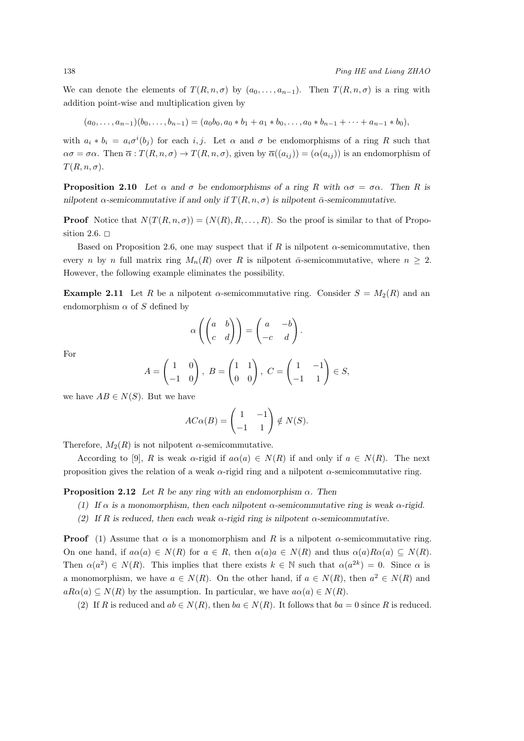We can denote the elements of $T(R, n, \sigma)$ by $(a_0, \ldots, a_{n-1})$. Then $T(R, n, \sigma)$ is a ring with addition point-wise and multiplication given by

$$(a_0, \ldots, a_{n-1})(b_0, \ldots, b_{n-1}) = (a_0 b_0, a_0 * b_1 + a_1 * b_0, \ldots, a_0 * b_{n-1} + \cdots + a_{n-1} * b_0),$$

with $a_i * b_i = a_i \sigma^i(b_j)$ for each $i, j$. Let $\alpha$ and $\sigma$ be endomorphisms of a ring $R$ such that $\alpha\sigma = \sigma\alpha$. Then $\overline{\alpha} : T(R, n, \sigma) \to T(R, n, \sigma)$, given by $\overline{\alpha}((a_{ij})) = (\alpha(a_{ij}))$ is an endomorphism of $T(R, n, \sigma)$.

**Proposition 2.10** *Let $\alpha$ and $\sigma$ be endomorphisms of a ring $R$ with $\alpha\sigma = \sigma\alpha$. Then $R$ is nilpotent $\alpha$-semicommutative if and only if $T(R, n, \sigma)$ is nilpotent $\bar{\alpha}$-semicommutative.*

**Proof** Notice that $N(T(R, n, \sigma)) = (N(R), R, \ldots, R)$. So the proof is similar to that of Proposition 2.6. $\square$

Based on Proposition 2.6, one may suspect that if $R$ is nilpotent $\alpha$-semicommutative, then every $n$ by $n$ full matrix ring $M_n(R)$ over $R$ is nilpotent $\bar{\alpha}$-semicommutative, where $n \geq 2$. However, the following example eliminates the possibility.

**Example 2.11** Let $R$ be a nilpotent $\alpha$-semicommutative ring. Consider $S = M_2(R)$ and an endomorphism $\alpha$ of $S$ defined by

$$\alpha\left(\begin{pmatrix} a & b \\ c & d \end{pmatrix}\right) = \begin{pmatrix} a & -b \\ -c & d \end{pmatrix}.$$

For

$$A = \begin{pmatrix} 1 & 0 \\ -1 & 0 \end{pmatrix},\ B = \begin{pmatrix} 1 & 1 \\ 0 & 0 \end{pmatrix},\ C = \begin{pmatrix} 1 & -1 \\ -1 & 1 \end{pmatrix} \in S,$$

we have $AB \in N(S)$. But we have

$$AC\alpha(B) = \begin{pmatrix} 1 & -1 \\ -1 & 1 \end{pmatrix} \notin N(S).$$

Therefore, $M_2(R)$ is not nilpotent $\alpha$-semicommutative.

According to [9], $R$ is weak $\alpha$-rigid if $a\alpha(a) \in N(R)$ if and only if $a \in N(R)$. The next proposition gives the relation of a weak $\alpha$-rigid ring and a nilpotent $\alpha$-semicommutative ring.

**Proposition 2.12** *Let $R$ be any ring with an endomorphism $\alpha$. Then*

*(1) If $\alpha$ is a monomorphism, then each nilpotent $\alpha$-semicommutative ring is weak $\alpha$-rigid.*

*(2) If $R$ is reduced, then each weak $\alpha$-rigid ring is nilpotent $\alpha$-semicommutative.*

**Proof** (1) Assume that $\alpha$ is a monomorphism and $R$ is a nilpotent $\alpha$-semicommutative ring. On one hand, if $a\alpha(a) \in N(R)$ for $a \in R$, then $\alpha(a)a \in N(R)$ and thus $\alpha(a)R\alpha(a) \subseteq N(R)$. Then $\alpha(a^2) \in N(R)$. This implies that there exists $k \in \mathbb{N}$ such that $\alpha(a^{2k}) = 0$. Since $\alpha$ is a monomorphism, we have $a \in N(R)$. On the other hand, if $a \in N(R)$, then $a^2 \in N(R)$ and $aR\alpha(a) \subseteq N(R)$ by the assumption. In particular, we have $a\alpha(a) \in N(R)$.

(2) If $R$ is reduced and $ab \in N(R)$, then $ba \in N(R)$. It follows that $ba = 0$ since $R$ is reduced.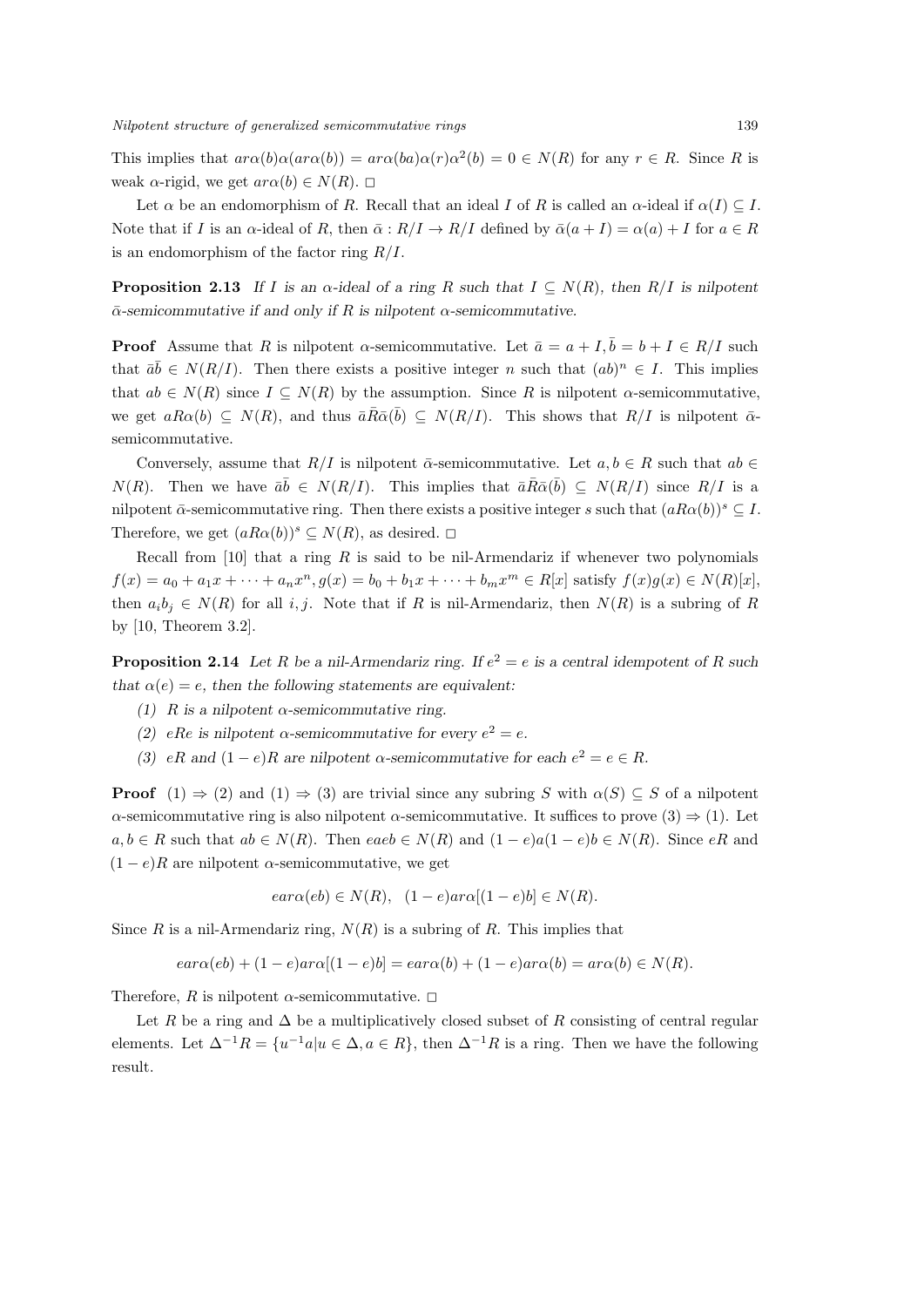This implies that $ar\alpha(b)\alpha(ar\alpha(b)) = ar\alpha(ba)\alpha(r)\alpha^2(b) = 0 \in N(R)$ for any $r \in R$. Since $R$ is weak $\alpha$-rigid, we get $ar\alpha(b) \in N(R)$. $\square$

Let $\alpha$ be an endomorphism of $R$. Recall that an ideal $I$ of $R$ is called an $\alpha$-ideal if $\alpha(I) \subseteq I$. Note that if $I$ is an $\alpha$-ideal of $R$, then $\bar{\alpha} : R/I \to R/I$ defined by $\bar{\alpha}(a + I) = \alpha(a) + I$ for $a \in R$ is an endomorphism of the factor ring $R/I$.

**Proposition 2.13** *If $I$ is an $\alpha$-ideal of a ring $R$ such that $I \subseteq N(R)$, then $R/I$ is nilpotent $\bar{\alpha}$-semicommutative if and only if $R$ is nilpotent $\alpha$-semicommutative.*

**Proof** Assume that $R$ is nilpotent $\alpha$-semicommutative. Let $\bar{a} = a + I, \bar{b} = b + I \in R/I$ such that $\bar{a}\bar{b} \in N(R/I)$. Then there exists a positive integer $n$ such that $(ab)^n \in I$. This implies that $ab \in N(R)$ since $I \subseteq N(R)$ by the assumption. Since $R$ is nilpotent $\alpha$-semicommutative, we get $aR\alpha(b) \subseteq N(R)$, and thus $\bar{a}\bar{R}\bar{\alpha}(\bar{b}) \subseteq N(R/I)$. This shows that $R/I$ is nilpotent $\bar{\alpha}$-semicommutative.

Conversely, assume that $R/I$ is nilpotent $\bar{\alpha}$-semicommutative. Let $a, b \in R$ such that $ab \in N(R)$. Then we have $\bar{a}\bar{b} \in N(R/I)$. This implies that $\bar{a}\bar{R}\bar{\alpha}(\bar{b}) \subseteq N(R/I)$ since $R/I$ is a nilpotent $\bar{\alpha}$-semicommutative ring. Then there exists a positive integer $s$ such that $(aR\alpha(b))^s \subseteq I$. Therefore, we get $(aR\alpha(b))^s \subseteq N(R)$, as desired. $\square$

Recall from [10] that a ring $R$ is said to be nil-Armendariz if whenever two polynomials $f(x) = a_0 + a_1x + \cdots + a_nx^n, g(x) = b_0 + b_1x + \cdots + b_mx^m \in R[x]$ satisfy $f(x)g(x) \in N(R)[x]$, then $a_ib_j \in N(R)$ for all $i, j$. Note that if $R$ is nil-Armendariz, then $N(R)$ is a subring of $R$ by [10, Theorem 3.2].

**Proposition 2.14** *Let $R$ be a nil-Armendariz ring. If $e^2 = e$ is a central idempotent of $R$ such that $\alpha(e) = e$, then the following statements are equivalent:*

*(1) $R$ is a nilpotent $\alpha$-semicommutative ring.*

*(2) $eRe$ is nilpotent $\alpha$-semicommutative for every $e^2 = e$.*

*(3) $eR$ and $(1 - e)R$ are nilpotent $\alpha$-semicommutative for each $e^2 = e \in R$.*

**Proof** (1) $\Rightarrow$ (2) and (1) $\Rightarrow$ (3) are trivial since any subring $S$ with $\alpha(S) \subseteq S$ of a nilpotent $\alpha$-semicommutative ring is also nilpotent $\alpha$-semicommutative. It suffices to prove (3) $\Rightarrow$ (1). Let $a, b \in R$ such that $ab \in N(R)$. Then $eaeb \in N(R)$ and $(1 - e)a(1 - e)b \in N(R)$. Since $eR$ and $(1 - e)R$ are nilpotent $\alpha$-semicommutative, we get

$$ear\alpha(eb) \in N(R), \quad (1 - e)ar\alpha[(1 - e)b] \in N(R).$$

Since $R$ is a nil-Armendariz ring, $N(R)$ is a subring of $R$. This implies that

$$ear\alpha(eb) + (1 - e)ar\alpha[(1 - e)b] = ear\alpha(b) + (1 - e)ar\alpha(b) = ar\alpha(b) \in N(R).$$

Therefore, $R$ is nilpotent $\alpha$-semicommutative. $\square$

Let $R$ be a ring and $\Delta$ be a multiplicatively closed subset of $R$ consisting of central regular elements. Let $\Delta^{-1}R = \{u^{-1}a | u \in \Delta, a \in R\}$, then $\Delta^{-1}R$ is a ring. Then we have the following result.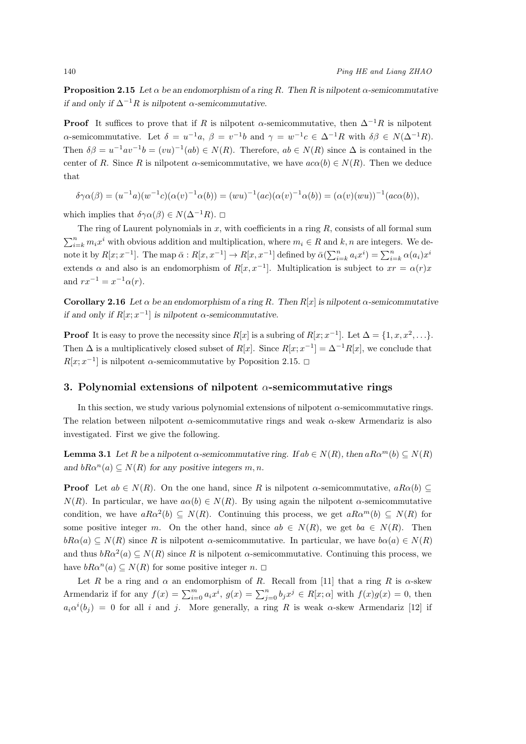**Proposition 2.15** *Let $\alpha$ be an endomorphism of a ring $R$. Then $R$ is nilpotent $\alpha$-semicommutative if and only if $\Delta^{-1}R$ is nilpotent $\alpha$-semicommutative.*

**Proof** It suffices to prove that if $R$ is nilpotent $\alpha$-semicommutative, then $\Delta^{-1}R$ is nilpotent $\alpha$-semicommutative. Let $\delta = u^{-1}a$, $\beta = v^{-1}b$ and $\gamma = w^{-1}c \in \Delta^{-1}R$ with $\delta\beta \in N(\Delta^{-1}R)$. Then $\delta\beta = u^{-1}av^{-1}b = (vu)^{-1}(ab) \in N(R)$. Therefore, $ab \in N(R)$ since $\Delta$ is contained in the center of $R$. Since $R$ is nilpotent $\alpha$-semicommutative, we have $ac\alpha(b) \in N(R)$. Then we deduce that

$$\delta\gamma\alpha(\beta) = (u^{-1}a)(w^{-1}c)(\alpha(v)^{-1}\alpha(b)) = (wu)^{-1}(ac)(\alpha(v)^{-1}\alpha(b)) = (\alpha(v)(wu))^{-1}(ac\alpha(b)),$$

which implies that $\delta\gamma\alpha(\beta) \in N(\Delta^{-1}R)$. $\Box$

The ring of Laurent polynomials in $x$, with coefficients in a ring $R$, consists of all formal sum $\sum_{i=k}^{n} m_i x^i$ with obvious addition and multiplication, where $m_i \in R$ and $k, n$ are integers. We denote it by $R[x; x^{-1}]$. The map $\bar{\alpha} : R[x, x^{-1}] \to R[x, x^{-1}]$ defined by $\bar{\alpha}(\sum_{i=k}^{n} a_i x^i) = \sum_{i=k}^{n} \alpha(a_i)x^i$ extends $\alpha$ and also is an endomorphism of $R[x, x^{-1}]$. Multiplication is subject to $xr = \alpha(r)x$ and $rx^{-1} = x^{-1}\alpha(r)$.

**Corollary 2.16** *Let $\alpha$ be an endomorphism of a ring $R$. Then $R[x]$ is nilpotent $\alpha$-semicommutative if and only if $R[x; x^{-1}]$ is nilpotent $\alpha$-semicommutative.*

**Proof** It is easy to prove the necessity since $R[x]$ is a subring of $R[x; x^{-1}]$. Let $\Delta = \{1, x, x^2, \ldots\}$. Then $\Delta$ is a multiplicatively closed subset of $R[x]$. Since $R[x; x^{-1}] = \Delta^{-1}R[x]$, we conclude that $R[x; x^{-1}]$ is nilpotent $\alpha$-semicommutative by Poposition 2.15. $\Box$

## 3. Polynomial extensions of nilpotent $\alpha$-semicommutative rings

In this section, we study various polynomial extensions of nilpotent $\alpha$-semicommutative rings. The relation between nilpotent $\alpha$-semicommutative rings and weak $\alpha$-skew Armendariz is also investigated. First we give the following.

**Lemma 3.1** *Let $R$ be a nilpotent $\alpha$-semicommutative ring. If $ab \in N(R)$, then $aR\alpha^m(b) \subseteq N(R)$ and $bR\alpha^n(a) \subseteq N(R)$ for any positive integers $m, n$.*

**Proof** Let $ab \in N(R)$. On the one hand, since $R$ is nilpotent $\alpha$-semicommutative, $aR\alpha(b) \subseteq N(R)$. In particular, we have $a\alpha(b) \in N(R)$. By using again the nilpotent $\alpha$-semicommutative condition, we have $aR\alpha^2(b) \subseteq N(R)$. Continuing this process, we get $aR\alpha^m(b) \subseteq N(R)$ for some positive integer $m$. On the other hand, since $ab \in N(R)$, we get $ba \in N(R)$. Then $bR\alpha(a) \subseteq N(R)$ since $R$ is nilpotent $\alpha$-semicommutative. In particular, we have $b\alpha(a) \in N(R)$ and thus $bR\alpha^2(a) \subseteq N(R)$ since $R$ is nilpotent $\alpha$-semicommutative. Continuing this process, we have $bR\alpha^n(a) \subseteq N(R)$ for some positive integer $n$. $\Box$

Let $R$ be a ring and $\alpha$ an endomorphism of $R$. Recall from [11] that a ring $R$ is $\alpha$-skew Armendariz if for any $f(x) = \sum_{i=0}^{m} a_i x^i$, $g(x) = \sum_{j=0}^{n} b_j x^j \in R[x; \alpha]$ with $f(x)g(x) = 0$, then $a_i\alpha^i(b_j) = 0$ for all $i$ and $j$. More generally, a ring $R$ is weak $\alpha$-skew Armendariz [12] if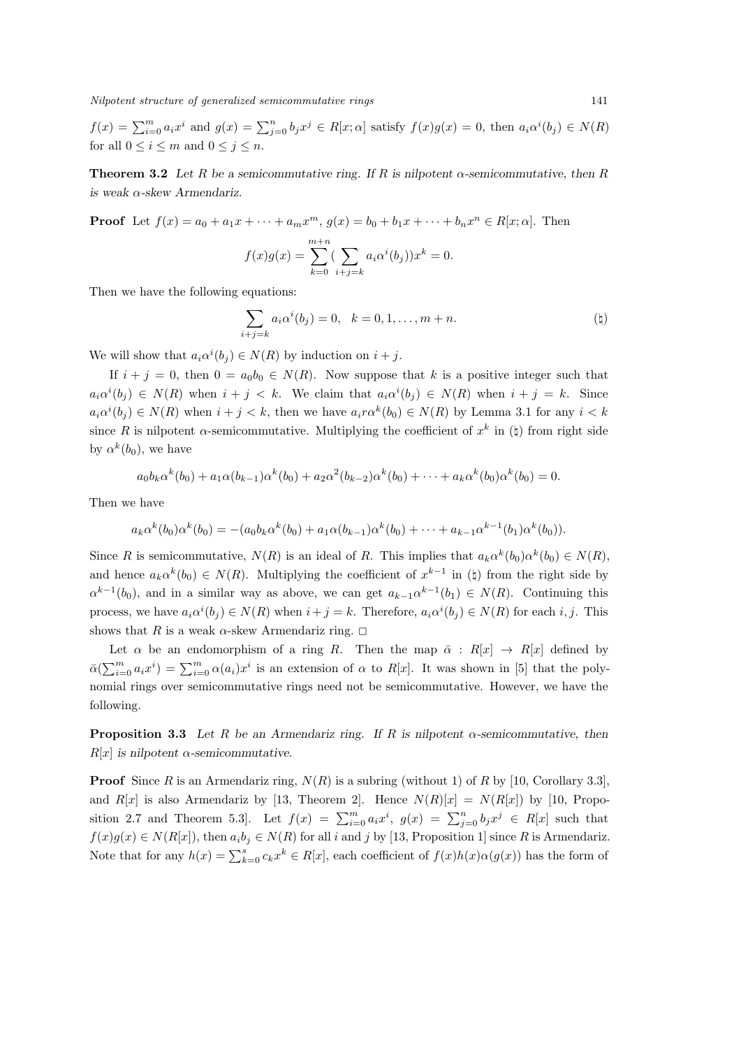$f(x) = \sum_{i=0}^{m} a_i x^i$ and $g(x) = \sum_{j=0}^{n} b_j x^j \in R[x;\alpha]$ satisfy $f(x)g(x) = 0$, then $a_i\alpha^i(b_j) \in N(R)$ for all $0 \le i \le m$ and $0 \le j \le n$.

**Theorem 3.2** *Let $R$ be a semicommutative ring. If $R$ is nilpotent $\alpha$-semicommutative, then $R$ is weak $\alpha$-skew Armendariz.*

**Proof** Let $f(x) = a_0 + a_1x + \cdots + a_mx^m$, $g(x) = b_0 + b_1x + \cdots + b_nx^n \in R[x;\alpha]$. Then

$$f(x)g(x) = \sum_{k=0}^{m+n}(\sum_{i+j=k} a_i\alpha^i(b_j))x^k = 0.$$

Then we have the following equations:

$$\sum_{i+j=k} a_i\alpha^i(b_j) = 0, \quad k = 0, 1, \ldots, m+n. \qquad (\natural)$$

We will show that $a_i\alpha^i(b_j) \in N(R)$ by induction on $i+j$.

If $i+j = 0$, then $0 = a_0b_0 \in N(R)$. Now suppose that $k$ is a positive integer such that $a_i\alpha^i(b_j) \in N(R)$ when $i+j < k$. We claim that $a_i\alpha^i(b_j) \in N(R)$ when $i+j = k$. Since $a_i\alpha^i(b_j) \in N(R)$ when $i+j < k$, then we have $a_ir\alpha^k(b_0) \in N(R)$ by Lemma 3.1 for any $i < k$ since $R$ is nilpotent $\alpha$-semicommutative. Multiplying the coefficient of $x^k$ in ($\natural$) from right side by $\alpha^k(b_0)$, we have

$$a_0b_k\alpha^k(b_0) + a_1\alpha(b_{k-1})\alpha^k(b_0) + a_2\alpha^2(b_{k-2})\alpha^k(b_0) + \cdots + a_k\alpha^k(b_0)\alpha^k(b_0) = 0.$$

Then we have

$$a_k\alpha^k(b_0)\alpha^k(b_0) = -(a_0b_k\alpha^k(b_0) + a_1\alpha(b_{k-1})\alpha^k(b_0) + \cdots + a_{k-1}\alpha^{k-1}(b_1)\alpha^k(b_0)).$$

Since $R$ is semicommutative, $N(R)$ is an ideal of $R$. This implies that $a_k\alpha^k(b_0)\alpha^k(b_0) \in N(R)$, and hence $a_k\alpha^k(b_0) \in N(R)$. Multiplying the coefficient of $x^{k-1}$ in ($\natural$) from the right side by $\alpha^{k-1}(b_0)$, and in a similar way as above, we can get $a_{k-1}\alpha^{k-1}(b_1) \in N(R)$. Continuing this process, we have $a_i\alpha^i(b_j) \in N(R)$ when $i+j = k$. Therefore, $a_i\alpha^i(b_j) \in N(R)$ for each $i, j$. This shows that $R$ is a weak $\alpha$-skew Armendariz ring. □

Let $\alpha$ be an endomorphism of a ring $R$. Then the map $\bar{\alpha} : R[x] \to R[x]$ defined by $\bar{\alpha}(\sum_{i=0}^{m} a_ix^i) = \sum_{i=0}^{m} \alpha(a_i)x^i$ is an extension of $\alpha$ to $R[x]$. It was shown in [5] that the polynomial rings over semicommutative rings need not be semicommutative. However, we have the following.

**Proposition 3.3** *Let $R$ be an Armendariz ring. If $R$ is nilpotent $\alpha$-semicommutative, then $R[x]$ is nilpotent $\alpha$-semicommutative.*

**Proof** Since $R$ is an Armendariz ring, $N(R)$ is a subring (without 1) of $R$ by [10, Corollary 3.3], and $R[x]$ is also Armendariz by [13, Theorem 2]. Hence $N(R)[x] = N(R[x])$ by [10, Proposition 2.7 and Theorem 5.3]. Let $f(x) = \sum_{i=0}^{m} a_ix^i$, $g(x) = \sum_{j=0}^{n} b_jx^j \in R[x]$ such that $f(x)g(x) \in N(R[x])$, then $a_ib_j \in N(R)$ for all $i$ and $j$ by [13, Proposition 1] since $R$ is Armendariz. Note that for any $h(x) = \sum_{k=0}^{s} c_kx^k \in R[x]$, each coefficient of $f(x)h(x)\alpha(g(x))$ has the form of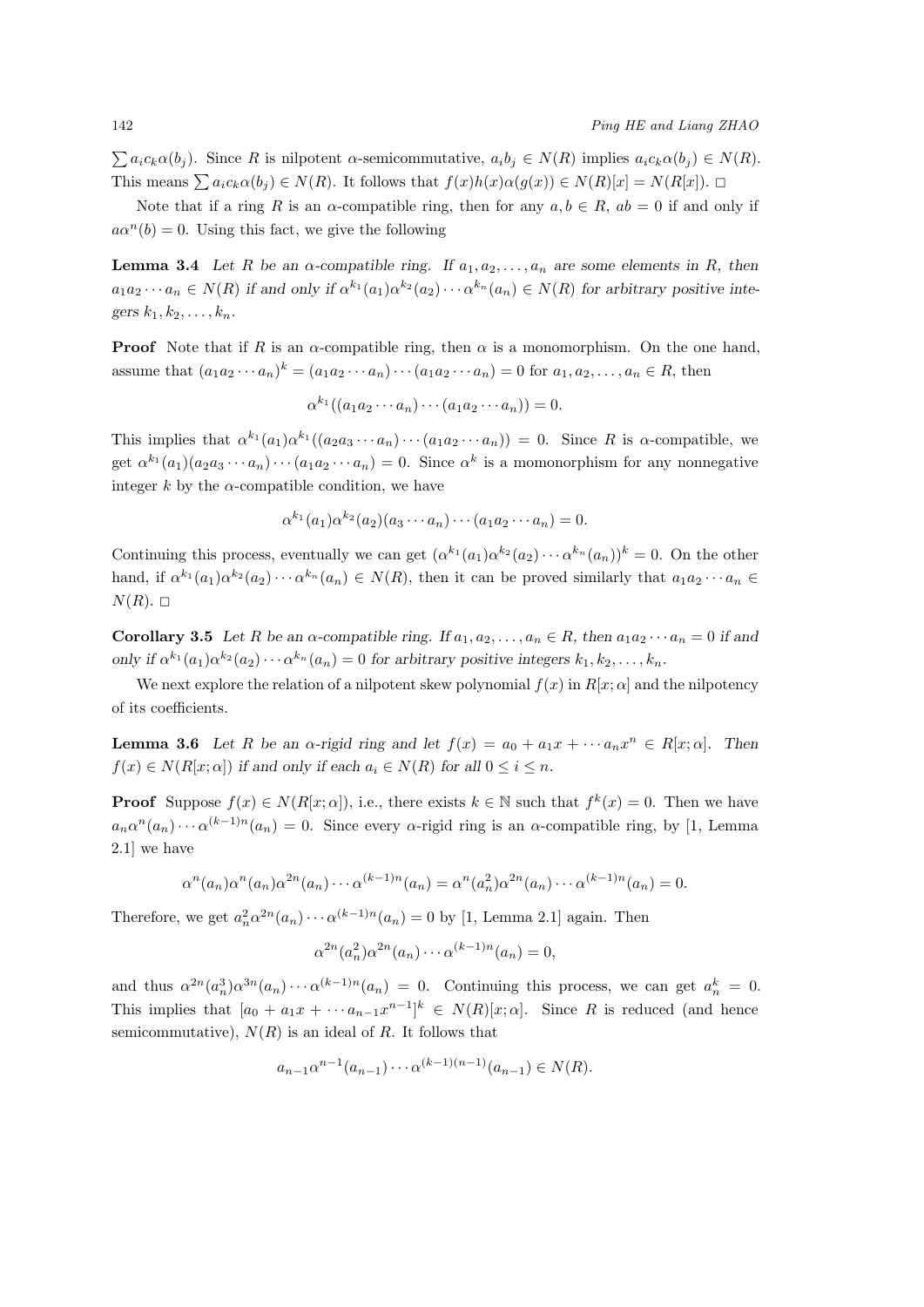$\sum a_i c_k \alpha(b_j)$. Since $R$ is nilpotent $\alpha$-semicommutative, $a_i b_j \in N(R)$ implies $a_i c_k \alpha(b_j) \in N(R)$. This means $\sum a_i c_k \alpha(b_j) \in N(R)$. It follows that $f(x)h(x)\alpha(g(x)) \in N(R)[x] = N(R[x])$. □

Note that if a ring $R$ is an $\alpha$-compatible ring, then for any $a, b \in R$, $ab = 0$ if and only if $a\alpha^n(b) = 0$. Using this fact, we give the following

**Lemma 3.4** *Let $R$ be an $\alpha$-compatible ring. If $a_1, a_2, \ldots, a_n$ are some elements in $R$, then $a_1 a_2 \cdots a_n \in N(R)$ if and only if $\alpha^{k_1}(a_1)\alpha^{k_2}(a_2)\cdots\alpha^{k_n}(a_n) \in N(R)$ for arbitrary positive integers $k_1, k_2, \ldots, k_n$.*

**Proof** Note that if $R$ is an $\alpha$-compatible ring, then $\alpha$ is a monomorphism. On the one hand, assume that $(a_1 a_2 \cdots a_n)^k = (a_1 a_2 \cdots a_n) \cdots (a_1 a_2 \cdots a_n) = 0$ for $a_1, a_2, \ldots, a_n \in R$, then

$$\alpha^{k_1}((a_1 a_2 \cdots a_n) \cdots (a_1 a_2 \cdots a_n)) = 0.$$

This implies that $\alpha^{k_1}(a_1)\alpha^{k_1}((a_2 a_3 \cdots a_n) \cdots (a_1 a_2 \cdots a_n)) = 0$. Since $R$ is $\alpha$-compatible, we get $\alpha^{k_1}(a_1)(a_2 a_3 \cdots a_n) \cdots (a_1 a_2 \cdots a_n) = 0$. Since $\alpha^k$ is a momonorphism for any nonnegative integer $k$ by the $\alpha$-compatible condition, we have

$$\alpha^{k_1}(a_1)\alpha^{k_2}(a_2)(a_3 \cdots a_n) \cdots (a_1 a_2 \cdots a_n) = 0.$$

Continuing this process, eventually we can get $(\alpha^{k_1}(a_1)\alpha^{k_2}(a_2)\cdots\alpha^{k_n}(a_n))^k = 0$. On the other hand, if $\alpha^{k_1}(a_1)\alpha^{k_2}(a_2)\cdots\alpha^{k_n}(a_n) \in N(R)$, then it can be proved similarly that $a_1 a_2 \cdots a_n \in N(R)$. □

**Corollary 3.5** *Let $R$ be an $\alpha$-compatible ring. If $a_1, a_2, \ldots, a_n \in R$, then $a_1 a_2 \cdots a_n = 0$ if and only if $\alpha^{k_1}(a_1)\alpha^{k_2}(a_2)\cdots\alpha^{k_n}(a_n) = 0$ for arbitrary positive integers $k_1, k_2, \ldots, k_n$.*

We next explore the relation of a nilpotent skew polynomial $f(x)$ in $R[x;\alpha]$ and the nilpotency of its coefficients.

**Lemma 3.6** *Let $R$ be an $\alpha$-rigid ring and let $f(x) = a_0 + a_1 x + \cdots a_n x^n \in R[x;\alpha]$. Then $f(x) \in N(R[x;\alpha])$ if and only if each $a_i \in N(R)$ for all $0 \le i \le n$.*

**Proof** Suppose $f(x) \in N(R[x;\alpha])$, i.e., there exists $k \in \mathbb{N}$ such that $f^k(x) = 0$. Then we have $a_n \alpha^n(a_n) \cdots \alpha^{(k-1)n}(a_n) = 0$. Since every $\alpha$-rigid ring is an $\alpha$-compatible ring, by [1, Lemma 2.1] we have

$$\alpha^n(a_n)\alpha^n(a_n)\alpha^{2n}(a_n)\cdots\alpha^{(k-1)n}(a_n) = \alpha^n(a_n^2)\alpha^{2n}(a_n)\cdots\alpha^{(k-1)n}(a_n) = 0.$$

Therefore, we get $a_n^2\alpha^{2n}(a_n)\cdots\alpha^{(k-1)n}(a_n) = 0$ by [1, Lemma 2.1] again. Then

$$\alpha^{2n}(a_n^2)\alpha^{2n}(a_n)\cdots\alpha^{(k-1)n}(a_n) = 0,$$

and thus $\alpha^{2n}(a_n^3)\alpha^{3n}(a_n)\cdots\alpha^{(k-1)n}(a_n) = 0$. Continuing this process, we can get $a_n^k = 0$. This implies that $[a_0 + a_1 x + \cdots a_{n-1}x^{n-1}]^k \in N(R)[x;\alpha]$. Since $R$ is reduced (and hence semicommutative), $N(R)$ is an ideal of $R$. It follows that

$$a_{n-1}\alpha^{n-1}(a_{n-1})\cdots\alpha^{(k-1)(n-1)}(a_{n-1}) \in N(R).$$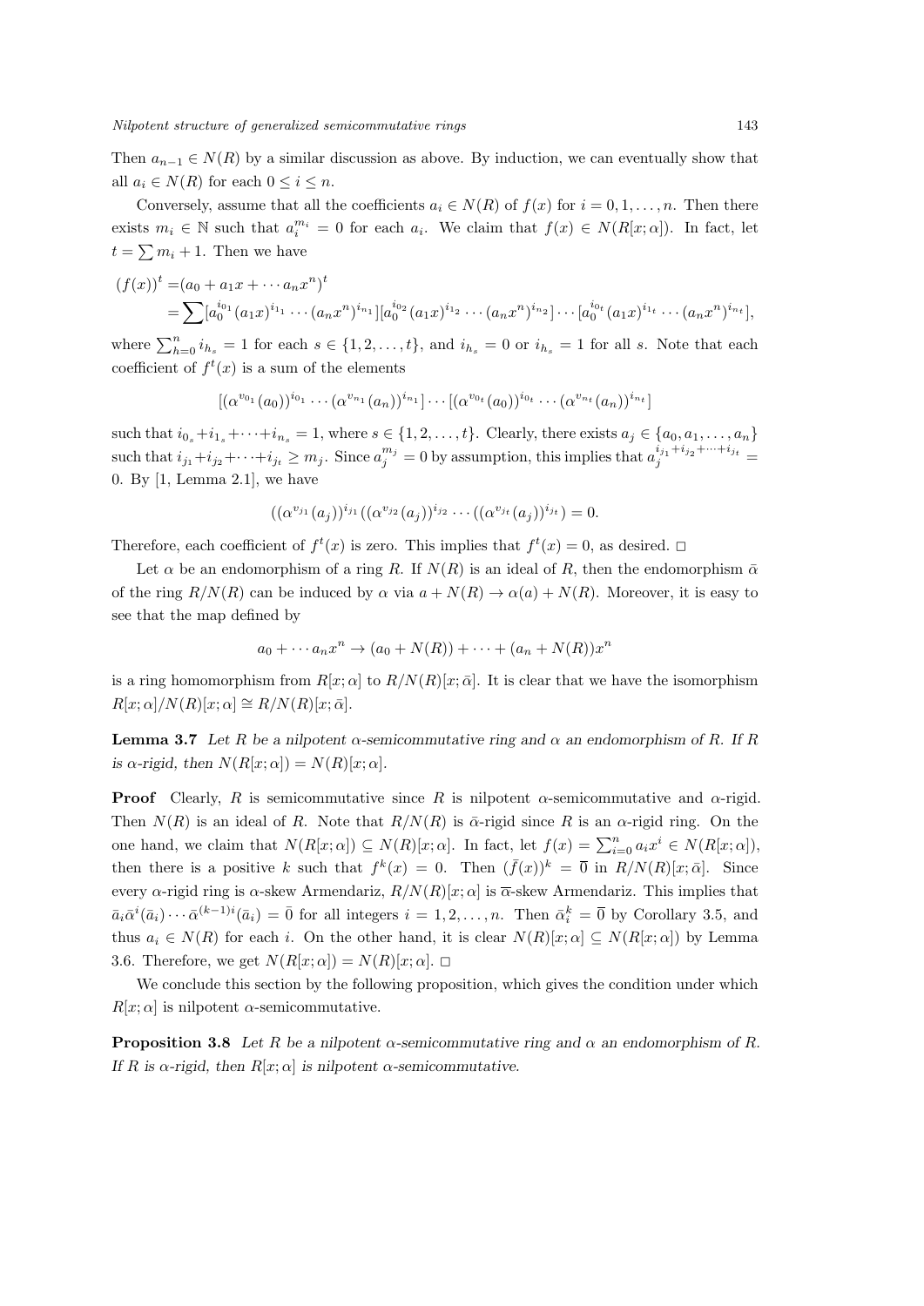Then $a_{n-1} \in N(R)$ by a similar discussion as above. By induction, we can eventually show that all $a_i \in N(R)$ for each $0 \leq i \leq n$.

Conversely, assume that all the coefficients $a_i \in N(R)$ of $f(x)$ for $i = 0, 1, \ldots, n$. Then there exists $m_i \in \mathbb{N}$ such that $a_i^{m_i} = 0$ for each $a_i$. We claim that $f(x) \in N(R[x;\alpha])$. In fact, let $t = \sum m_i + 1$. Then we have

$$
\begin{aligned}
(f(x))^t =& (a_0 + a_1 x + \cdots a_n x^n)^t \\
=& \sum [a_0^{i_{01}}(a_1 x)^{i_{11}} \cdots (a_n x^n)^{i_{n1}}][a_0^{i_{02}}(a_1 x)^{i_{12}} \cdots (a_n x^n)^{i_{n2}}] \cdots [a_0^{i_{0t}}(a_1 x)^{i_{1t}} \cdots (a_n x^n)^{i_{nt}}],
\end{aligned}
$$

where $\sum_{h=0}^n i_{h_s} = 1$ for each $s \in \{1, 2, \ldots, t\}$, and $i_{h_s} = 0$ or $i_{h_s} = 1$ for all $s$. Note that each coefficient of $f^t(x)$ is a sum of the elements

$$
[(\alpha^{v_{01}}(a_0))^{i_{01}} \cdots (\alpha^{v_{n1}}(a_n))^{i_{n1}}] \cdots [(\alpha^{v_{0t}}(a_0))^{i_{0t}} \cdots (\alpha^{v_{nt}}(a_n))^{i_{nt}}]
$$

such that $i_{0_s} + i_{1_s} + \cdots + i_{n_s} = 1$, where $s \in \{1, 2, \ldots, t\}$. Clearly, there exists $a_j \in \{a_0, a_1, \ldots, a_n\}$ such that $i_{j_1} + i_{j_2} + \cdots + i_{j_t} \geq m_j$. Since $a_j^{m_j} = 0$ by assumption, this implies that $a_j^{i_{j_1} + i_{j_2} + \cdots + i_{j_t}} = 0$. By [1, Lemma 2.1], we have

$$
((\alpha^{v_{j1}}(a_j))^{i_{j1}}((\alpha^{v_{j2}}(a_j))^{i_{j2}} \cdots ((\alpha^{v_{jt}}(a_j))^{i_{jt}}) = 0.
$$

Therefore, each coefficient of $f^t(x)$ is zero. This implies that $f^t(x) = 0$, as desired. □

Let $\alpha$ be an endomorphism of a ring $R$. If $N(R)$ is an ideal of $R$, then the endomorphism $\bar{\alpha}$ of the ring $R/N(R)$ can be induced by $\alpha$ via $a + N(R) \to \alpha(a) + N(R)$. Moreover, it is easy to see that the map defined by

$$
a_0 + \cdots a_n x^n \to (a_0 + N(R)) + \cdots + (a_n + N(R))x^n
$$

is a ring homomorphism from $R[x;\alpha]$ to $R/N(R)[x;\bar{\alpha}]$. It is clear that we have the isomorphism $R[x;\alpha]/N(R)[x;\alpha] \cong R/N(R)[x;\bar{\alpha}]$.

**Lemma 3.7** *Let $R$ be a nilpotent $\alpha$-semicommutative ring and $\alpha$ an endomorphism of $R$. If $R$ is $\alpha$-rigid, then $N(R[x;\alpha]) = N(R)[x;\alpha]$.*

**Proof** Clearly, $R$ is semicommutative since $R$ is nilpotent $\alpha$-semicommutative and $\alpha$-rigid. Then $N(R)$ is an ideal of $R$. Note that $R/N(R)$ is $\bar{\alpha}$-rigid since $R$ is an $\alpha$-rigid ring. On the one hand, we claim that $N(R[x;\alpha]) \subseteq N(R)[x;\alpha]$. In fact, let $f(x) = \sum_{i=0}^n a_i x^i \in N(R[x;\alpha])$, then there is a positive $k$ such that $f^k(x) = 0$. Then $(\bar{f}(x))^k = \overline{0}$ in $R/N(R)[x;\bar{\alpha}]$. Since every $\alpha$-rigid ring is $\alpha$-skew Armendariz, $R/N(R)[x;\alpha]$ is $\overline{\alpha}$-skew Armendariz. This implies that $\bar{a}_i \bar{\alpha}^i(\bar{a}_i) \cdots \bar{\alpha}^{(k-1)i}(\bar{a}_i) = \bar{0}$ for all integers $i = 1, 2, \ldots, n$. Then $\bar{a}_i^k = \overline{0}$ by Corollary 3.5, and thus $a_i \in N(R)$ for each $i$. On the other hand, it is clear $N(R)[x;\alpha] \subseteq N(R[x;\alpha])$ by Lemma 3.6. Therefore, we get $N(R[x;\alpha]) = N(R)[x;\alpha]$. □

We conclude this section by the following proposition, which gives the condition under which $R[x;\alpha]$ is nilpotent $\alpha$-semicommutative.

**Proposition 3.8** *Let $R$ be a nilpotent $\alpha$-semicommutative ring and $\alpha$ an endomorphism of $R$. If $R$ is $\alpha$-rigid, then $R[x;\alpha]$ is nilpotent $\alpha$-semicommutative.*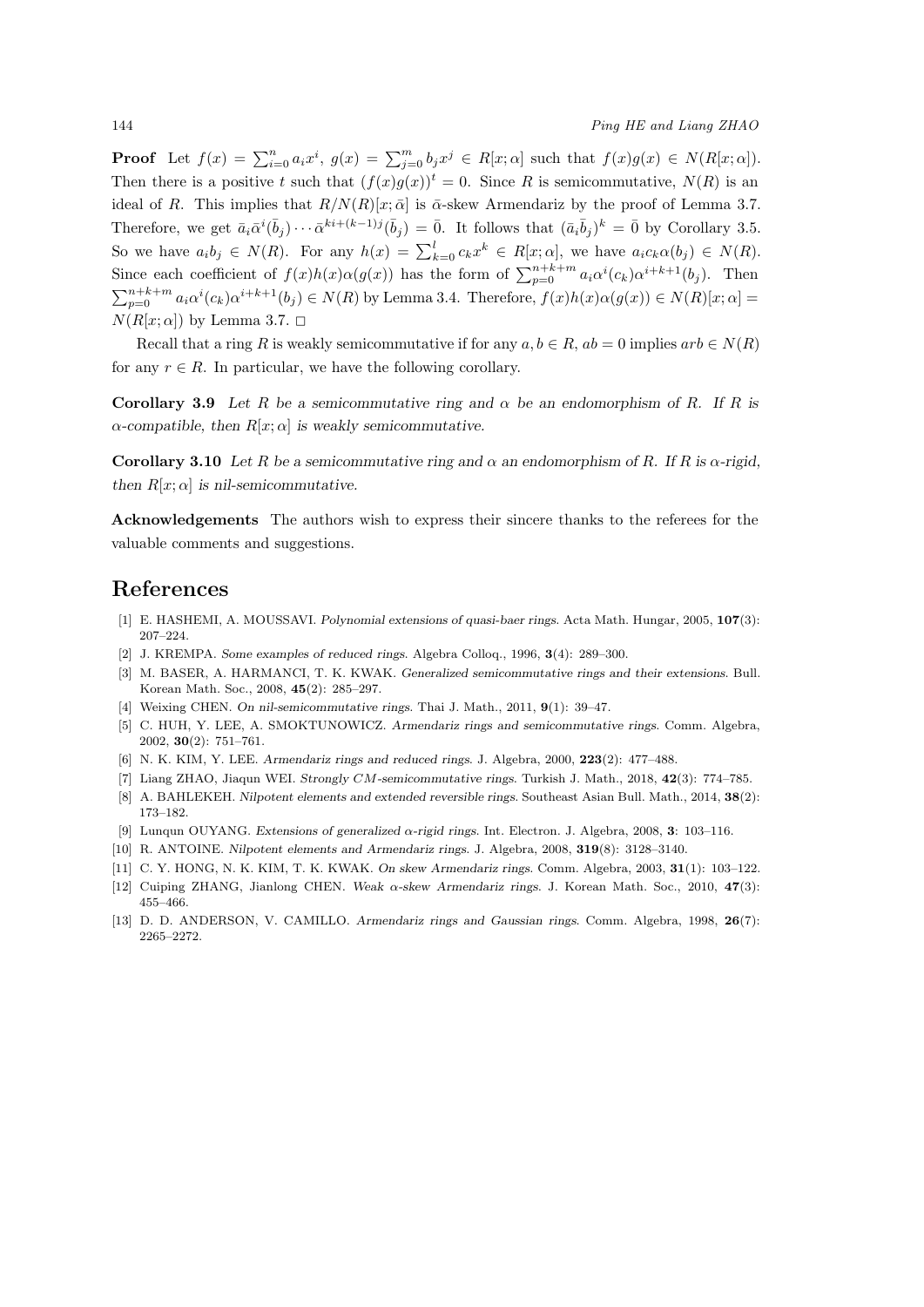**Proof** Let $f(x) = \sum_{i=0}^{n} a_i x^i$, $g(x) = \sum_{j=0}^{m} b_j x^j \in R[x;\alpha]$ such that $f(x)g(x) \in N(R[x;\alpha])$. Then there is a positive $t$ such that $(f(x)g(x))^t = 0$. Since $R$ is semicommutative, $N(R)$ is an ideal of $R$. This implies that $R/N(R)[x;\bar{\alpha}]$ is $\bar{\alpha}$-skew Armendariz by the proof of Lemma 3.7. Therefore, we get $\bar{a}_i\bar{\alpha}^i(\bar{b}_j)\cdots\bar{\alpha}^{ki+(k-1)j}(\bar{b}_j) = \bar{0}$. It follows that $(\bar{a}_i\bar{b}_j)^k = \bar{0}$ by Corollary 3.5. So we have $a_ib_j \in N(R)$. For any $h(x) = \sum_{k=0}^{l} c_k x^k \in R[x;\alpha]$, we have $a_ic_k\alpha(b_j) \in N(R)$. Since each coefficient of $f(x)h(x)\alpha(g(x))$ has the form of $\sum_{p=0}^{n+k+m} a_i\alpha^i(c_k)\alpha^{i+k+1}(b_j)$. Then $\sum_{p=0}^{n+k+m} a_i\alpha^i(c_k)\alpha^{i+k+1}(b_j) \in N(R)$ by Lemma 3.4. Therefore, $f(x)h(x)\alpha(g(x)) \in N(R)[x;\alpha] = N(R[x;\alpha])$ by Lemma 3.7. $\square$

Recall that a ring $R$ is weakly semicommutative if for any $a, b \in R$, $ab = 0$ implies $arb \in N(R)$ for any $r \in R$. In particular, we have the following corollary.

**Corollary 3.9** *Let $R$ be a semicommutative ring and $\alpha$ be an endomorphism of $R$. If $R$ is $\alpha$-compatible, then $R[x;\alpha]$ is weakly semicommutative.*

**Corollary 3.10** *Let $R$ be a semicommutative ring and $\alpha$ an endomorphism of $R$. If $R$ is $\alpha$-rigid, then $R[x;\alpha]$ is nil-semicommutative.*

**Acknowledgements** The authors wish to express their sincere thanks to the referees for the valuable comments and suggestions.

# References

[1] E. HASHEMI, A. MOUSSAVI. *Polynomial extensions of quasi-baer rings*. Acta Math. Hungar, 2005, **107**(3): 207–224.

[2] J. KREMPA. *Some examples of reduced rings*. Algebra Colloq., 1996, **3**(4): 289–300.

[3] M. BASER, A. HARMANCI, T. K. KWAK. *Generalized semicommutative rings and their extensions*. Bull. Korean Math. Soc., 2008, **45**(2): 285–297.

[4] Weixing CHEN. *On nil-semicommutative rings*. Thai J. Math., 2011, **9**(1): 39–47.

[5] C. HUH, Y. LEE, A. SMOKTUNOWICZ. *Armendariz rings and semicommutative rings*. Comm. Algebra, 2002, **30**(2): 751–761.

[6] N. K. KIM, Y. LEE. *Armendariz rings and reduced rings*. J. Algebra, 2000, **223**(2): 477–488.

[7] Liang ZHAO, Jiaqun WEI. *Strongly CM-semicommutative rings*. Turkish J. Math., 2018, **42**(3): 774–785.

[8] A. BAHLEKEH. *Nilpotent elements and extended reversible rings*. Southeast Asian Bull. Math., 2014, **38**(2): 173–182.

[9] Lunqun OUYANG. *Extensions of generalized $\alpha$-rigid rings*. Int. Electron. J. Algebra, 2008, **3**: 103–116.

[10] R. ANTOINE. *Nilpotent elements and Armendariz rings*. J. Algebra, 2008, **319**(8): 3128–3140.

[11] C. Y. HONG, N. K. KIM, T. K. KWAK. *On skew Armendariz rings*. Comm. Algebra, 2003, **31**(1): 103–122.

[12] Cuiping ZHANG, Jianlong CHEN. *Weak $\alpha$-skew Armendariz rings*. J. Korean Math. Soc., 2010, **47**(3): 455–466.

[13] D. D. ANDERSON, V. CAMILLO. *Armendariz rings and Gaussian rings*. Comm. Algebra, 1998, **26**(7): 2265–2272.